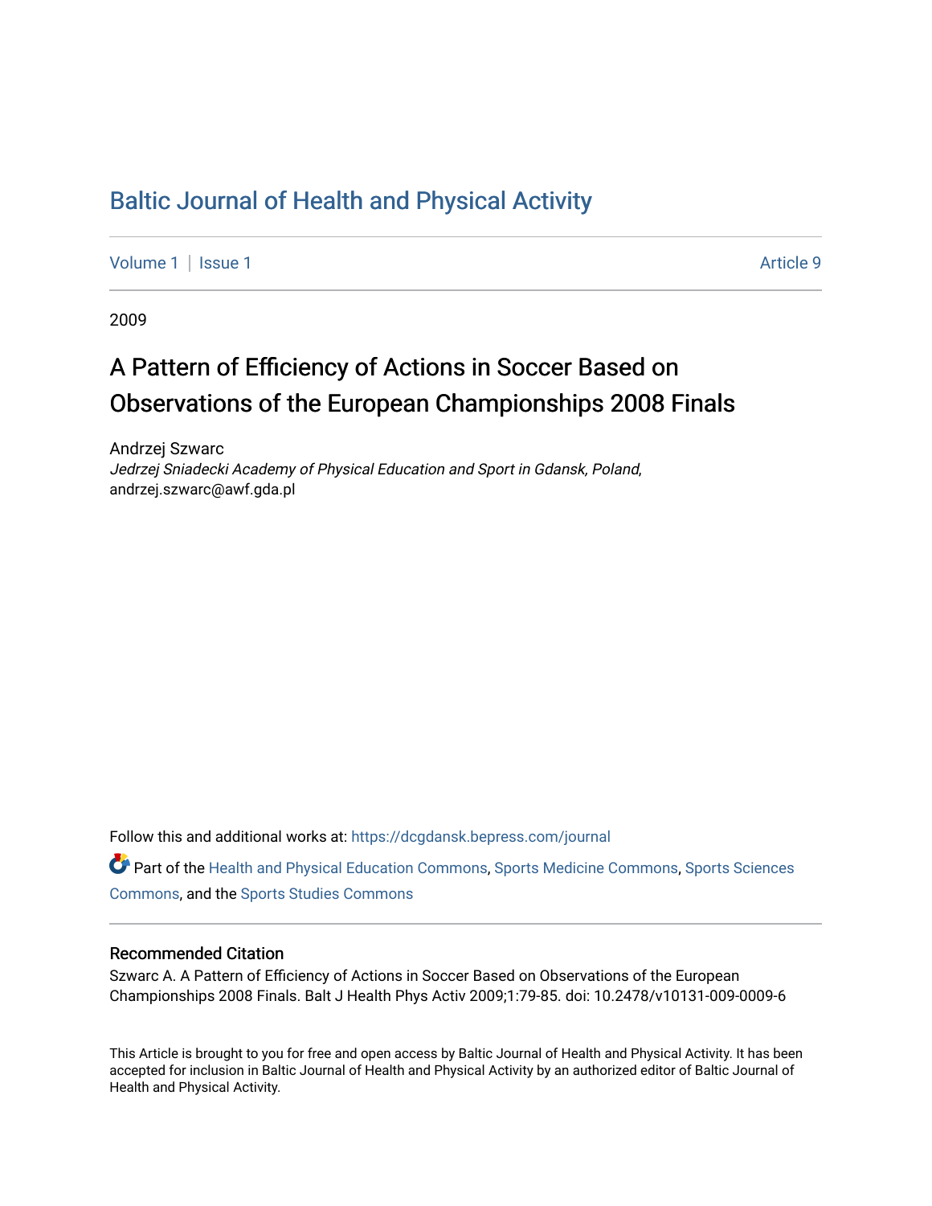# Baltic Journal of Health and Physical Activity

Volume 1 | Issue 1 Article 9

2009

## A Pattern of Efficiency of Actions in Soccer Based on Observations of the European Championships 2008 Finals

Andrzej Szwarc
*Jedrzej Sniadecki Academy of Physical Education and Sport in Gdansk, Poland,*
andrzej.szwarc@awf.gda.pl

Follow this and additional works at: https://dcgdansk.bepress.com/journal

Part of the Health and Physical Education Commons, Sports Medicine Commons, Sports Sciences Commons, and the Sports Studies Commons

### Recommended Citation

Szwarc A. A Pattern of Efficiency of Actions in Soccer Based on Observations of the European Championships 2008 Finals. Balt J Health Phys Activ 2009;1:79-85. doi: 10.2478/v10131-009-0009-6

This Article is brought to you for free and open access by Baltic Journal of Health and Physical Activity. It has been accepted for inclusion in Baltic Journal of Health and Physical Activity by an authorized editor of Baltic Journal of Health and Physical Activity.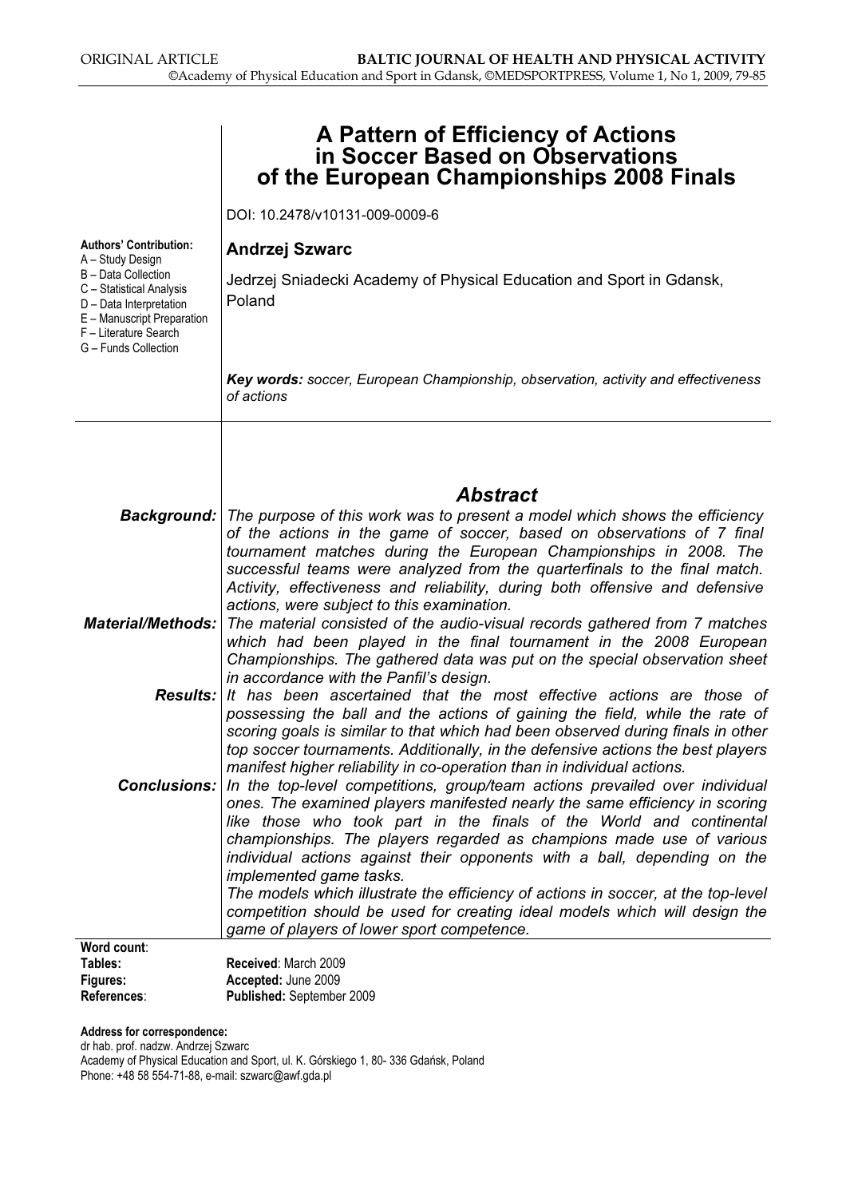ORIGINAL ARTICLE

# A Pattern of Efficiency of Actions in Soccer Based on Observations of the European Championships 2008 Finals

DOI: 10.2478/v10131-009-0009-6

**Authors' Contribution:**
A – Study Design
B – Data Collection
C – Statistical Analysis
D – Data Interpretation
E – Manuscript Preparation
F – Literature Search
G – Funds Collection

**Andrzej Szwarc**

Jedrzej Sniadecki Academy of Physical Education and Sport in Gdansk, Poland

***Key words:*** *soccer, European Championship, observation, activity and effectiveness of actions*

## *Abstract*

***Background:*** *The purpose of this work was to present a model which shows the efficiency of the actions in the game of soccer, based on observations of 7 final tournament matches during the European Championships in 2008. The successful teams were analyzed from the quarterfinals to the final match. Activity, effectiveness and reliability, during both offensive and defensive actions, were subject to this examination.*

***Material/Methods:*** *The material consisted of the audio-visual records gathered from 7 matches which had been played in the final tournament in the 2008 European Championships. The gathered data was put on the special observation sheet in accordance with the Panfil's design.*

***Results:*** *It has been ascertained that the most effective actions are those of possessing the ball and the actions of gaining the field, while the rate of scoring goals is similar to that which had been observed during finals in other top soccer tournaments. Additionally, in the defensive actions the best players manifest higher reliability in co-operation than in individual actions.*

***Conclusions:*** *In the top-level competitions, group/team actions prevailed over individual ones. The examined players manifested nearly the same efficiency in scoring like those who took part in the finals of the World and continental championships. The players regarded as champions made use of various individual actions against their opponents with a ball, depending on the implemented game tasks.*
*The models which illustrate the efficiency of actions in soccer, at the top-level competition should be used for creating ideal models which will design the game of players of lower sport competence.*

**Word count:**
**Tables:**
**Figures:**
**References:**

**Received:** March 2009
**Accepted:** June 2009
**Published:** September 2009

**Address for correspondence:**
dr hab. prof. nadzw. Andrzej Szwarc
Academy of Physical Education and Sport, ul. K. Górskiego 1, 80- 336 Gdańsk, Poland
Phone: +48 58 554-71-88, e-mail: szwarc@awf.gda.pl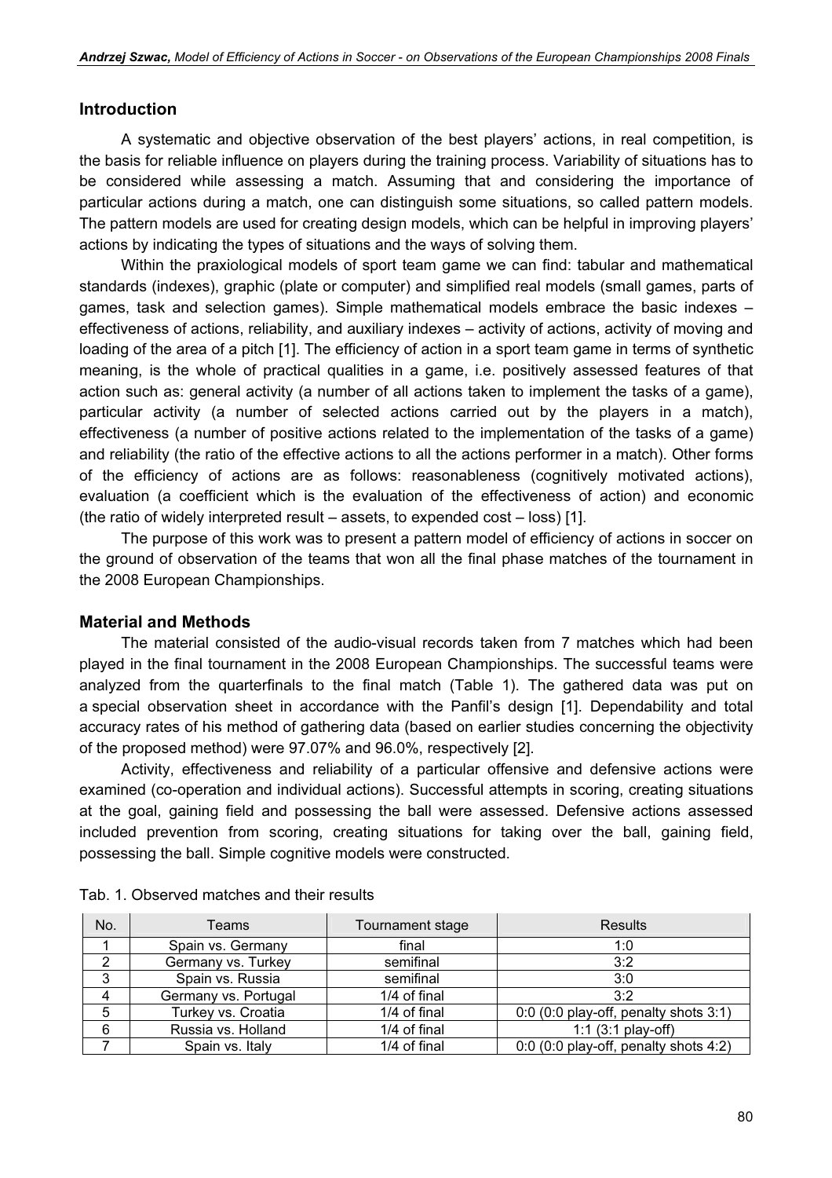## Introduction

A systematic and objective observation of the best players' actions, in real competition, is the basis for reliable influence on players during the training process. Variability of situations has to be considered while assessing a match. Assuming that and considering the importance of particular actions during a match, one can distinguish some situations, so called pattern models. The pattern models are used for creating design models, which can be helpful in improving players' actions by indicating the types of situations and the ways of solving them.

Within the praxiological models of sport team game we can find: tabular and mathematical standards (indexes), graphic (plate or computer) and simplified real models (small games, parts of games, task and selection games). Simple mathematical models embrace the basic indexes – effectiveness of actions, reliability, and auxiliary indexes – activity of actions, activity of moving and loading of the area of a pitch [1]. The efficiency of action in a sport team game in terms of synthetic meaning, is the whole of practical qualities in a game, i.e. positively assessed features of that action such as: general activity (a number of all actions taken to implement the tasks of a game), particular activity (a number of selected actions carried out by the players in a match), effectiveness (a number of positive actions related to the implementation of the tasks of a game) and reliability (the ratio of the effective actions to all the actions performer in a match). Other forms of the efficiency of actions are as follows: reasonableness (cognitively motivated actions), evaluation (a coefficient which is the evaluation of the effectiveness of action) and economic (the ratio of widely interpreted result – assets, to expended cost – loss) [1].

The purpose of this work was to present a pattern model of efficiency of actions in soccer on the ground of observation of the teams that won all the final phase matches of the tournament in the 2008 European Championships.

## Material and Methods

The material consisted of the audio-visual records taken from 7 matches which had been played in the final tournament in the 2008 European Championships. The successful teams were analyzed from the quarterfinals to the final match (Table 1). The gathered data was put on a special observation sheet in accordance with the Panfil's design [1]. Dependability and total accuracy rates of his method of gathering data (based on earlier studies concerning the objectivity of the proposed method) were 97.07% and 96.0%, respectively [2].

Activity, effectiveness and reliability of a particular offensive and defensive actions were examined (co-operation and individual actions). Successful attempts in scoring, creating situations at the goal, gaining field and possessing the ball were assessed. Defensive actions assessed included prevention from scoring, creating situations for taking over the ball, gaining field, possessing the ball. Simple cognitive models were constructed.

Tab. 1. Observed matches and their results

| No. | Teams | Tournament stage | Results |
|---|---|---|---|
| 1 | Spain vs. Germany | final | 1:0 |
| 2 | Germany vs. Turkey | semifinal | 3:2 |
| 3 | Spain vs. Russia | semifinal | 3:0 |
| 4 | Germany vs. Portugal | 1/4 of final | 3:2 |
| 5 | Turkey vs. Croatia | 1/4 of final | 0:0 (0:0 play-off, penalty shots 3:1) |
| 6 | Russia vs. Holland | 1/4 of final | 1:1 (3:1 play-off) |
| 7 | Spain vs. Italy | 1/4 of final | 0:0 (0:0 play-off, penalty shots 4:2) |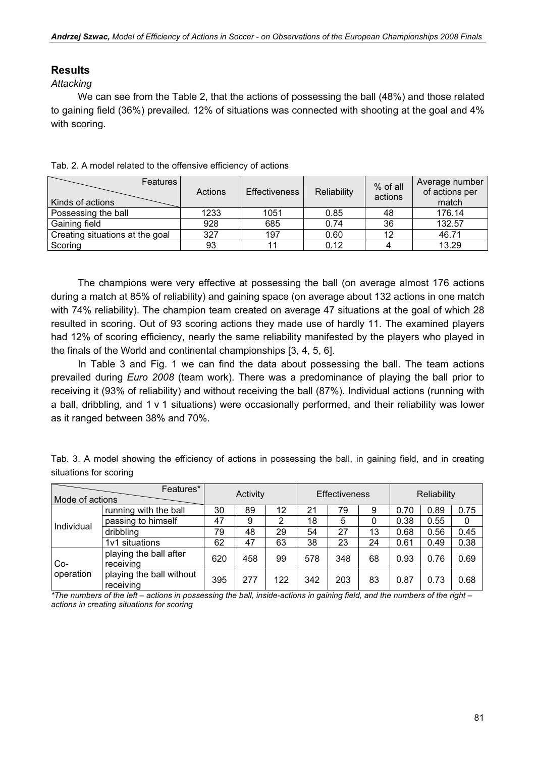## Results

*Attacking*

We can see from the Table 2, that the actions of possessing the ball (48%) and those related to gaining field (36%) prevailed. 12% of situations was connected with shooting at the goal and 4% with scoring.

Tab. 2. A model related to the offensive efficiency of actions

| Kinds of actions \ Features | Actions | Effectiveness | Reliability | % of all actions | Average number of actions per match |
|---|---|---|---|---|---|
| Possessing the ball | 1233 | 1051 | 0.85 | 48 | 176.14 |
| Gaining field | 928 | 685 | 0.74 | 36 | 132.57 |
| Creating situations at the goal | 327 | 197 | 0.60 | 12 | 46.71 |
| Scoring | 93 | 11 | 0.12 | 4 | 13.29 |

The champions were very effective at possessing the ball (on average almost 176 actions during a match at 85% of reliability) and gaining space (on average about 132 actions in one match with 74% reliability). The champion team created on average 47 situations at the goal of which 28 resulted in scoring. Out of 93 scoring actions they made use of hardly 11. The examined players had 12% of scoring efficiency, nearly the same reliability manifested by the players who played in the finals of the World and continental championships [3, 4, 5, 6].

In Table 3 and Fig. 1 we can find the data about possessing the ball. The team actions prevailed during *Euro 2008* (team work). There was a predominance of playing the ball prior to receiving it (93% of reliability) and without receiving the ball (87%). Individual actions (running with a ball, dribbling, and 1 v 1 situations) were occasionally performed, and their reliability was lower as it ranged between 38% and 70%.

Tab. 3. A model showing the efficiency of actions in possessing the ball, in gaining field, and in creating situations for scoring

| Mode of actions \ Features* | | Activity | | | Effectiveness | | | Reliability | | |
|---|---|---|---|---|---|---|---|---|---|---|
| Individual | running with the ball | 30 | 89 | 12 | 21 | 79 | 9 | 0.70 | 0.89 | 0.75 |
| | passing to himself | 47 | 9 | 2 | 18 | 5 | 0 | 0.38 | 0.55 | 0 |
| | dribbling | 79 | 48 | 29 | 54 | 27 | 13 | 0.68 | 0.56 | 0.45 |
| | 1v1 situations | 62 | 47 | 63 | 38 | 23 | 24 | 0.61 | 0.49 | 0.38 |
| Co-operation | playing the ball after receiving | 620 | 458 | 99 | 578 | 348 | 68 | 0.93 | 0.76 | 0.69 |
| | playing the ball without receiving | 395 | 277 | 122 | 342 | 203 | 83 | 0.87 | 0.73 | 0.68 |

*\*The numbers of the left – actions in possessing the ball, inside-actions in gaining field, and the numbers of the right – actions in creating situations for scoring*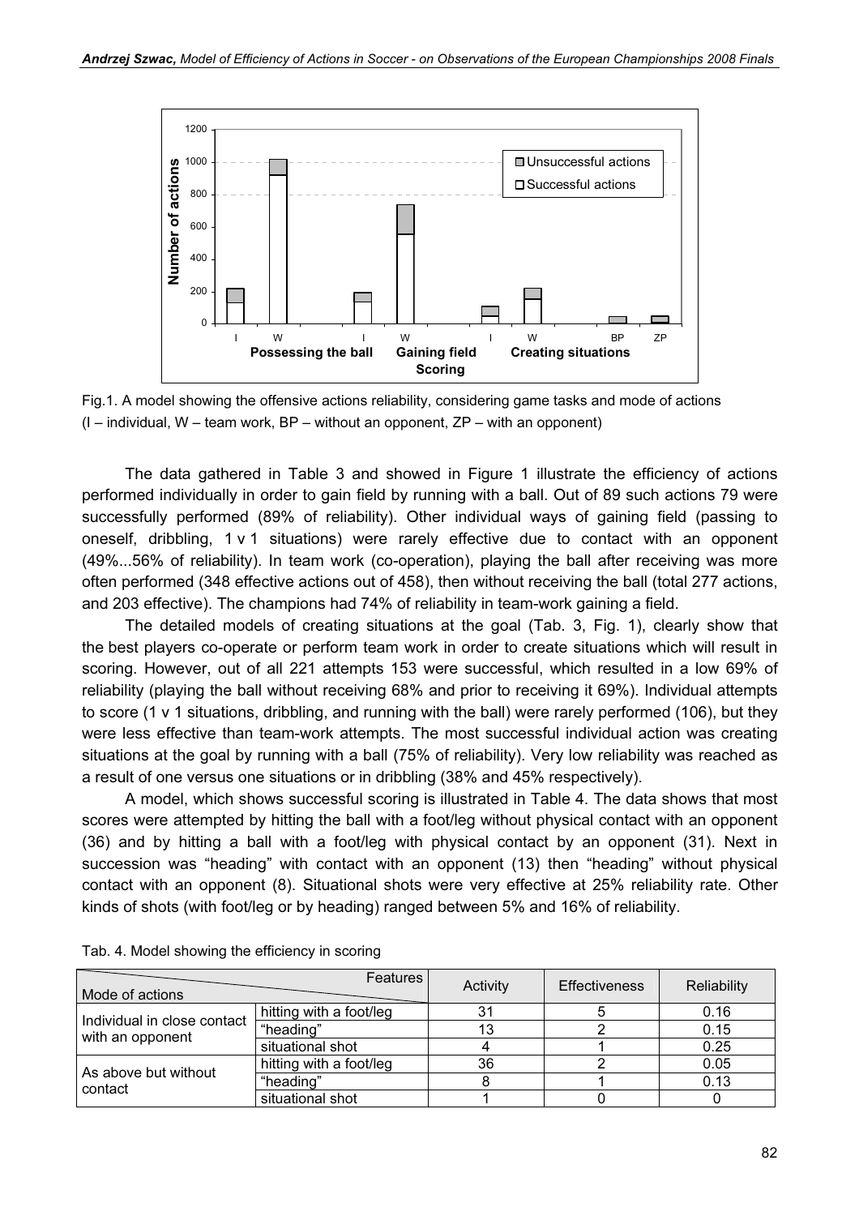Fig.1. A model showing the offensive actions reliability, considering game tasks and mode of actions (I – individual, W – team work, BP – without an opponent, ZP – with an opponent)

The data gathered in Table 3 and showed in Figure 1 illustrate the efficiency of actions performed individually in order to gain field by running with a ball. Out of 89 such actions 79 were successfully performed (89% of reliability). Other individual ways of gaining field (passing to oneself, dribbling, 1 v 1 situations) were rarely effective due to contact with an opponent (49%...56% of reliability). In team work (co-operation), playing the ball after receiving was more often performed (348 effective actions out of 458), then without receiving the ball (total 277 actions, and 203 effective). The champions had 74% of reliability in team-work gaining a field.

The detailed models of creating situations at the goal (Tab. 3, Fig. 1), clearly show that the best players co-operate or perform team work in order to create situations which will result in scoring. However, out of all 221 attempts 153 were successful, which resulted in a low 69% of reliability (playing the ball without receiving 68% and prior to receiving it 69%). Individual attempts to score (1 v 1 situations, dribbling, and running with the ball) were rarely performed (106), but they were less effective than team-work attempts. The most successful individual action was creating situations at the goal by running with a ball (75% of reliability). Very low reliability was reached as a result of one versus one situations or in dribbling (38% and 45% respectively).

A model, which shows successful scoring is illustrated in Table 4. The data shows that most scores were attempted by hitting the ball with a foot/leg without physical contact with an opponent (36) and by hitting a ball with a foot/leg with physical contact by an opponent (31). Next in succession was "heading" with contact with an opponent (13) then "heading" without physical contact with an opponent (8). Situational shots were very effective at 25% reliability rate. Other kinds of shots (with foot/leg or by heading) ranged between 5% and 16% of reliability.

Tab. 4. Model showing the efficiency in scoring

| Mode of actions | Features | Activity | Effectiveness | Reliability |
|---|---|---|---|---|
| Individual in close contact with an opponent | hitting with a foot/leg | 31 | 5 | 0.16 |
| | "heading" | 13 | 2 | 0.15 |
| | situational shot | 4 | 1 | 0.25 |
| As above but without contact | hitting with a foot/leg | 36 | 2 | 0.05 |
| | "heading" | 8 | 1 | 0.13 |
| | situational shot | 1 | 0 | 0 |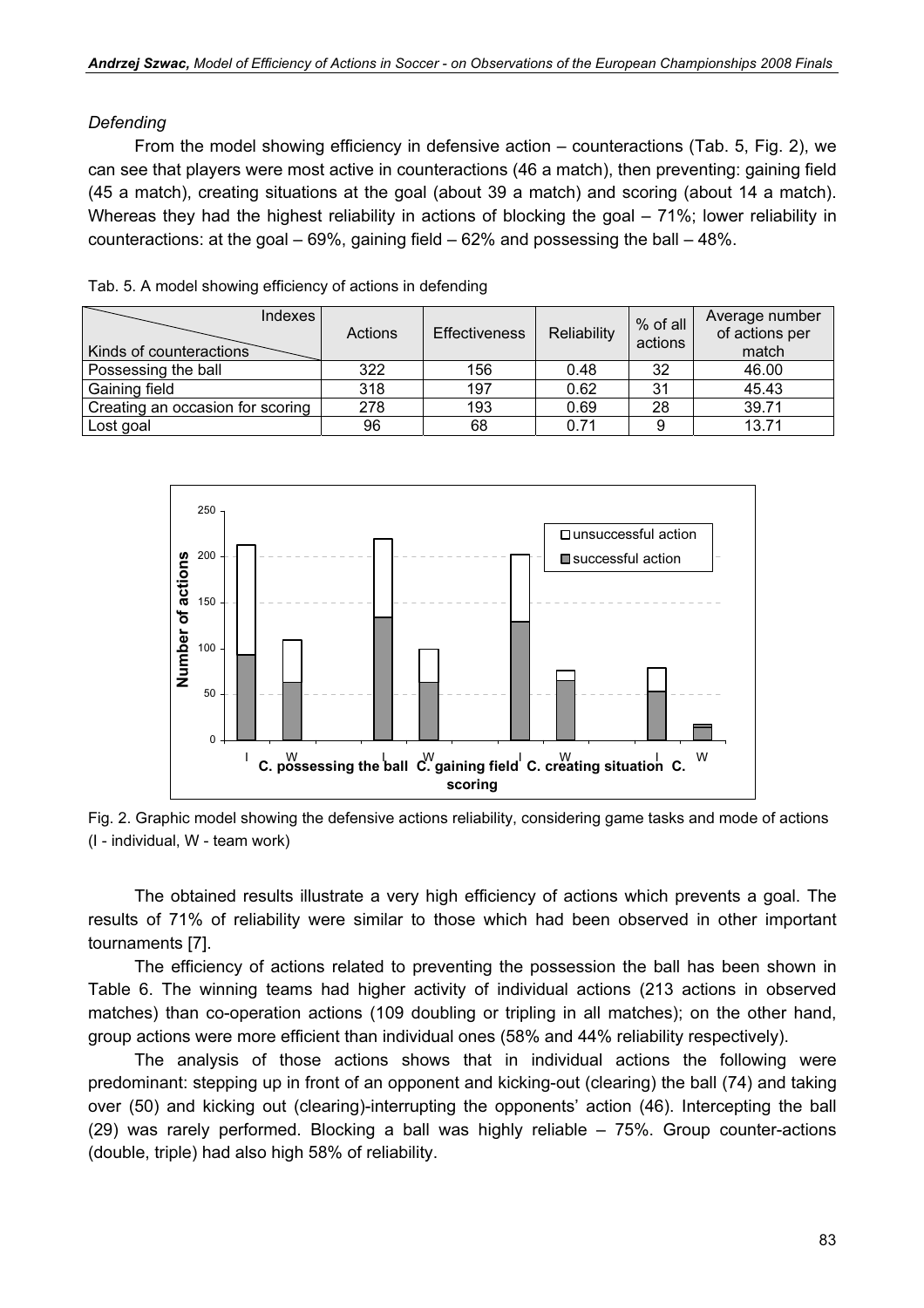*Defending*

From the model showing efficiency in defensive action – counteractions (Tab. 5, Fig. 2), we can see that players were most active in counteractions (46 a match), then preventing: gaining field (45 a match), creating situations at the goal (about 39 a match) and scoring (about 14 a match). Whereas they had the highest reliability in actions of blocking the goal – 71%; lower reliability in counteractions: at the goal – 69%, gaining field – 62% and possessing the ball – 48%.

Tab. 5. A model showing efficiency of actions in defending

| Kinds of counteractions / Indexes | Actions | Effectiveness | Reliability | % of all actions | Average number of actions per match |
|---|---|---|---|---|---|
| Possessing the ball | 322 | 156 | 0.48 | 32 | 46.00 |
| Gaining field | 318 | 197 | 0.62 | 31 | 45.43 |
| Creating an occasion for scoring | 278 | 193 | 0.69 | 28 | 39.71 |
| Lost goal | 96 | 68 | 0.71 | 9 | 13.71 |

Fig. 2. Graphic model showing the defensive actions reliability, considering game tasks and mode of actions (I - individual, W - team work)

The obtained results illustrate a very high efficiency of actions which prevents a goal. The results of 71% of reliability were similar to those which had been observed in other important tournaments [7].

The efficiency of actions related to preventing the possession the ball has been shown in Table 6. The winning teams had higher activity of individual actions (213 actions in observed matches) than co-operation actions (109 doubling or tripling in all matches); on the other hand, group actions were more efficient than individual ones (58% and 44% reliability respectively).

The analysis of those actions shows that in individual actions the following were predominant: stepping up in front of an opponent and kicking-out (clearing) the ball (74) and taking over (50) and kicking out (clearing)-interrupting the opponents' action (46). Intercepting the ball (29) was rarely performed. Blocking a ball was highly reliable – 75%. Group counter-actions (double, triple) had also high 58% of reliability.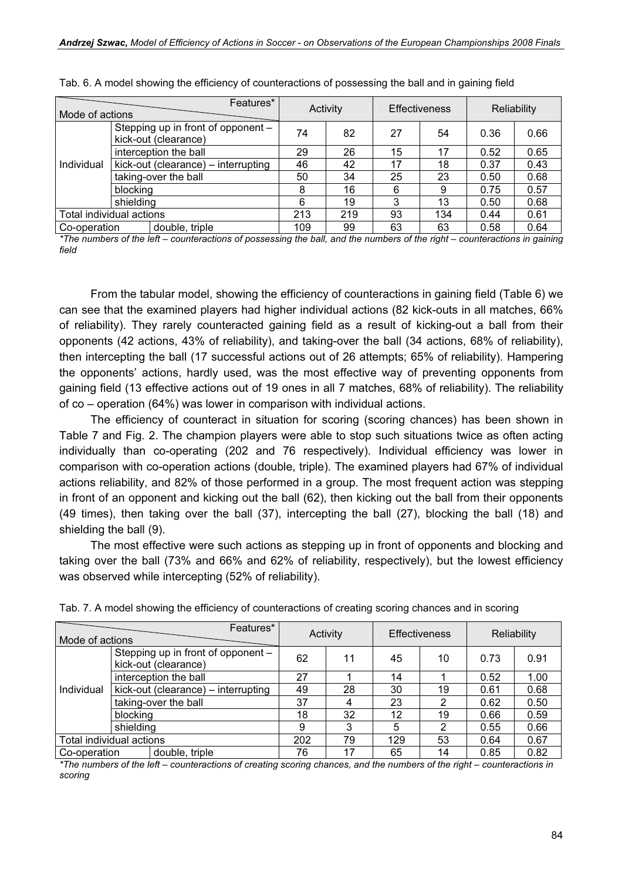Tab. 6. A model showing the efficiency of counteractions of possessing the ball and in gaining field

| Mode of actions | | Activity | | Effectiveness | | Reliability | |
|---|---|---|---|---|---|---|---|
| Individual | Stepping up in front of opponent – kick-out (clearance) | 74 | 82 | 27 | 54 | 0.36 | 0.66 |
| | interception the ball | 29 | 26 | 15 | 17 | 0.52 | 0.65 |
| | kick-out (clearance) – interrupting | 46 | 42 | 17 | 18 | 0.37 | 0.43 |
| | taking-over the ball | 50 | 34 | 25 | 23 | 0.50 | 0.68 |
| | blocking | 8 | 16 | 6 | 9 | 0.75 | 0.57 |
| | shielding | 6 | 19 | 3 | 13 | 0.50 | 0.68 |
| Total individual actions | | 213 | 219 | 93 | 134 | 0.44 | 0.61 |
| Co-operation | double, triple | 109 | 99 | 63 | 63 | 0.58 | 0.64 |

*\*The numbers of the left – counteractions of possessing the ball, and the numbers of the right – counteractions in gaining field*

From the tabular model, showing the efficiency of counteractions in gaining field (Table 6) we can see that the examined players had higher individual actions (82 kick-outs in all matches, 66% of reliability). They rarely counteracted gaining field as a result of kicking-out a ball from their opponents (42 actions, 43% of reliability), and taking-over the ball (34 actions, 68% of reliability), then intercepting the ball (17 successful actions out of 26 attempts; 65% of reliability). Hampering the opponents' actions, hardly used, was the most effective way of preventing opponents from gaining field (13 effective actions out of 19 ones in all 7 matches, 68% of reliability). The reliability of co – operation (64%) was lower in comparison with individual actions.

The efficiency of counteract in situation for scoring (scoring chances) has been shown in Table 7 and Fig. 2. The champion players were able to stop such situations twice as often acting individually than co-operating (202 and 76 respectively). Individual efficiency was lower in comparison with co-operation actions (double, triple). The examined players had 67% of individual actions reliability, and 82% of those performed in a group. The most frequent action was stepping in front of an opponent and kicking out the ball (62), then kicking out the ball from their opponents (49 times), then taking over the ball (37), intercepting the ball (27), blocking the ball (18) and shielding the ball (9).

The most effective were such actions as stepping up in front of opponents and blocking and taking over the ball (73% and 66% and 62% of reliability, respectively), but the lowest efficiency was observed while intercepting (52% of reliability).

Tab. 7. A model showing the efficiency of counteractions of creating scoring chances and in scoring

| Mode of actions | | Activity | | Effectiveness | | Reliability | |
|---|---|---|---|---|---|---|---|
| Individual | Stepping up in front of opponent – kick-out (clearance) | 62 | 11 | 45 | 10 | 0.73 | 0.91 |
| | interception the ball | 27 | 1 | 14 | 1 | 0.52 | 1.00 |
| | kick-out (clearance) – interrupting | 49 | 28 | 30 | 19 | 0.61 | 0.68 |
| | taking-over the ball | 37 | 4 | 23 | 2 | 0.62 | 0.50 |
| | blocking | 18 | 32 | 12 | 19 | 0.66 | 0.59 |
| | shielding | 9 | 3 | 5 | 2 | 0.55 | 0.66 |
| Total individual actions | | 202 | 79 | 129 | 53 | 0.64 | 0.67 |
| Co-operation | double, triple | 76 | 17 | 65 | 14 | 0.85 | 0.82 |

*\*The numbers of the left – counteractions of creating scoring chances, and the numbers of the right – counteractions in scoring*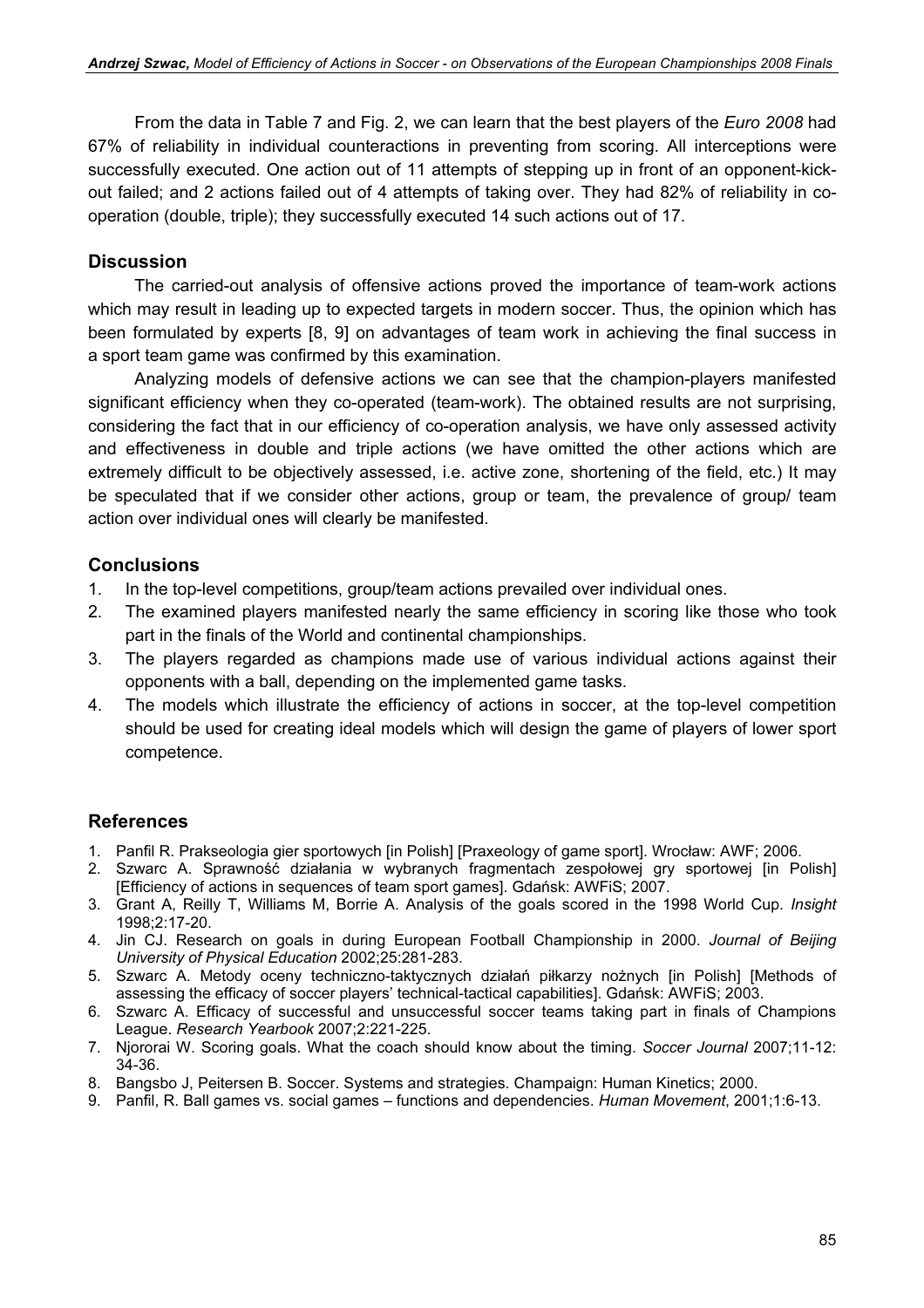From the data in Table 7 and Fig. 2, we can learn that the best players of the *Euro 2008* had 67% of reliability in individual counteractions in preventing from scoring. All interceptions were successfully executed. One action out of 11 attempts of stepping up in front of an opponent-kick-out failed; and 2 actions failed out of 4 attempts of taking over. They had 82% of reliability in co-operation (double, triple); they successfully executed 14 such actions out of 17.

## Discussion

The carried-out analysis of offensive actions proved the importance of team-work actions which may result in leading up to expected targets in modern soccer. Thus, the opinion which has been formulated by experts [8, 9] on advantages of team work in achieving the final success in a sport team game was confirmed by this examination.

Analyzing models of defensive actions we can see that the champion-players manifested significant efficiency when they co-operated (team-work). The obtained results are not surprising, considering the fact that in our efficiency of co-operation analysis, we have only assessed activity and effectiveness in double and triple actions (we have omitted the other actions which are extremely difficult to be objectively assessed, i.e. active zone, shortening of the field, etc.) It may be speculated that if we consider other actions, group or team, the prevalence of group/ team action over individual ones will clearly be manifested.

## Conclusions

1. In the top-level competitions, group/team actions prevailed over individual ones.
2. The examined players manifested nearly the same efficiency in scoring like those who took part in the finals of the World and continental championships.
3. The players regarded as champions made use of various individual actions against their opponents with a ball, depending on the implemented game tasks.
4. The models which illustrate the efficiency of actions in soccer, at the top-level competition should be used for creating ideal models which will design the game of players of lower sport competence.

## References

1. Panfil R. Prakseologia gier sportowych [in Polish] [Praxeology of game sport]. Wrocław: AWF; 2006.
2. Szwarc A. Sprawność działania w wybranych fragmentach zespołowej gry sportowej [in Polish] [Efficiency of actions in sequences of team sport games]. Gdańsk: AWFiS; 2007.
3. Grant A, Reilly T, Williams M, Borrie A. Analysis of the goals scored in the 1998 World Cup. *Insight* 1998;2:17-20.
4. Jin CJ. Research on goals in during European Football Championship in 2000. *Journal of Beijing University of Physical Education* 2002;25:281-283.
5. Szwarc A. Metody oceny techniczno-taktycznych działań piłkarzy nożnych [in Polish] [Methods of assessing the efficacy of soccer players' technical-tactical capabilities]. Gdańsk: AWFiS; 2003.
6. Szwarc A. Efficacy of successful and unsuccessful soccer teams taking part in finals of Champions League. *Research Yearbook* 2007;2:221-225.
7. Njororai W. Scoring goals. What the coach should know about the timing. *Soccer Journal* 2007;11-12: 34-36.
8. Bangsbo J, Peitersen B. Soccer. Systems and strategies. Champaign: Human Kinetics; 2000.
9. Panfil, R. Ball games vs. social games – functions and dependencies. *Human Movement*, 2001;1:6-13.